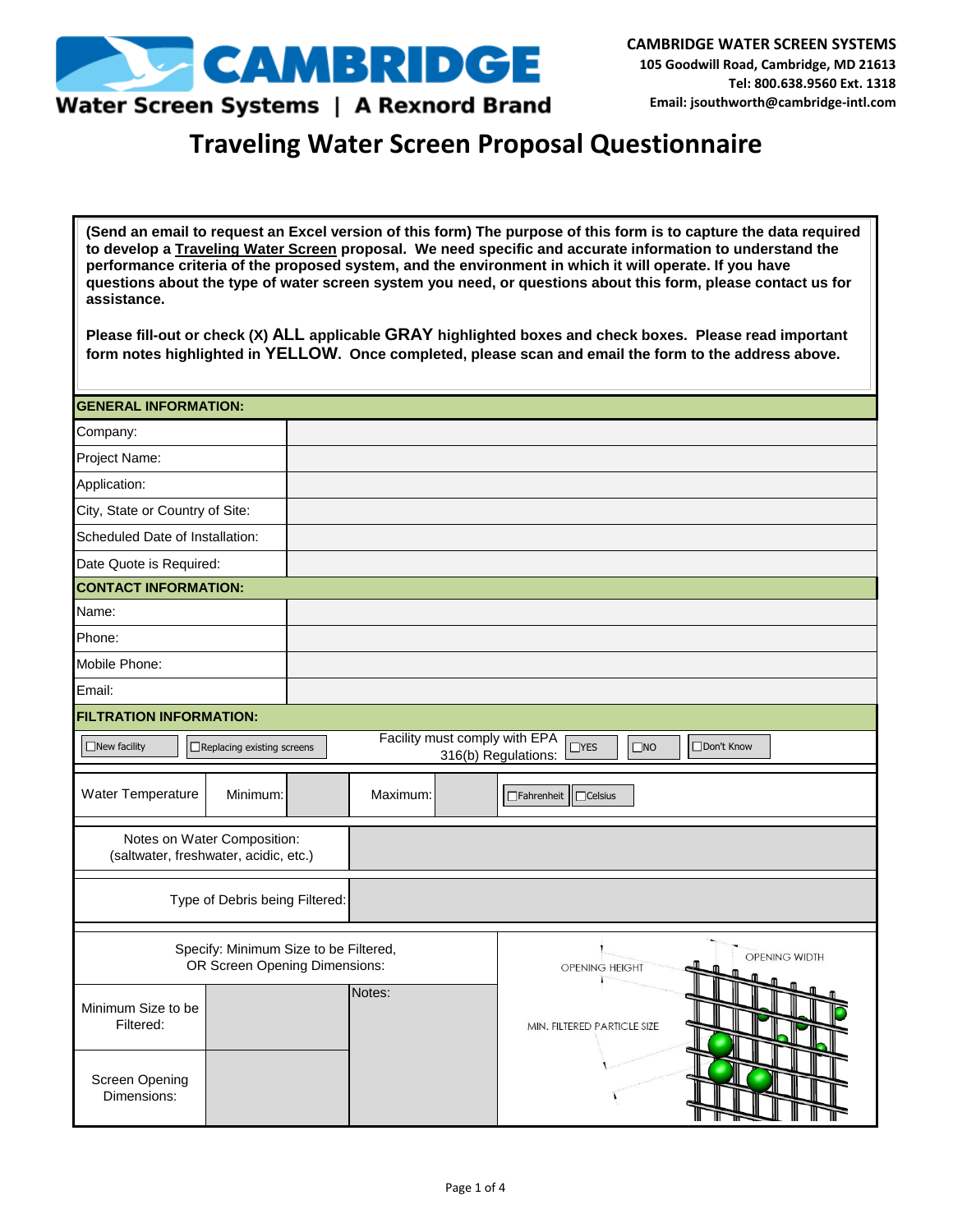**CAMBRIDGE**
**Water Screen Systems | A Rexnord Brand**

**CAMBRIDGE WATER SCREEN SYSTEMS**
**105 Goodwill Road, Cambridge, MD 21613**
**Tel: 800.638.9560 Ext. 1318**
**Email: jsouthworth@cambridge-intl.com**

# Traveling Water Screen Proposal Questionnaire

**(Send an email to request an Excel version of this form) The purpose of this form is to capture the data required to develop a Traveling Water Screen proposal. We need specific and accurate information to understand the performance criteria of the proposed system, and the environment in which it will operate. If you have questions about the type of water screen system you need, or questions about this form, please contact us for assistance.**

**Please fill-out or check (X) ALL applicable GRAY highlighted boxes and check boxes. Please read important form notes highlighted in YELLOW. Once completed, please scan and email the form to the address above.**

| GENERAL INFORMATION: | |
|---|---|
| Company: | |
| Project Name: | |
| Application: | |
| City, State or Country of Site: | |
| Scheduled Date of Installation: | |
| Date Quote is Required: | |

| CONTACT INFORMATION: | |
|---|---|
| Name: | |
| Phone: | |
| Mobile Phone: | |
| Email: | |

**FILTRATION INFORMATION:**

☐ New facility ☐ Replacing existing screens

Facility must comply with EPA 316(b) Regulations: ☐ YES ☐ NO ☐ Don't Know

| Water Temperature | Minimum: | | Maximum: | | ☐ Fahrenheit ☐ Celsius |
|---|---|---|---|---|---|

| Notes on Water Composition: (saltwater, freshwater, acidic, etc.) | |
|---|---|
| Type of Debris being Filtered: | |

| Specify: Minimum Size to be Filtered, OR Screen Opening Dimensions: | | |
|---|---|---|
| Minimum Size to be Filtered: | | Notes: |
| Screen Opening Dimensions: | | |

OPENING HEIGHT — OPENING WIDTH — MIN. FILTERED PARTICLE SIZE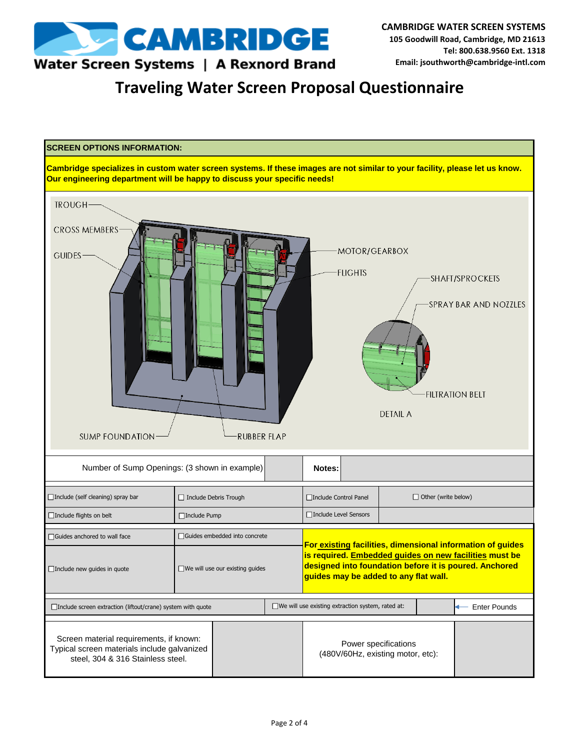**CAMBRIDGE WATER SCREEN SYSTEMS**
**105 Goodwill Road, Cambridge, MD 21613**
**Tel: 800.638.9560 Ext. 1318**
**Email: jsouthworth@cambridge-intl.com**

# Traveling Water Screen Proposal Questionnaire

**SCREEN OPTIONS INFORMATION:**

**Cambridge specializes in custom water screen systems. If these images are not similar to your facility, please let us know. Our engineering department will be happy to discuss your specific needs!**

TROUGH
CROSS MEMBERS
GUIDES
MOTOR/GEARBOX
FLIGHTS
SHAFT/SPROCKETS
SPRAY BAR AND NOZZLES
FILTRATION BELT
DETAIL A
SUMP FOUNDATION
RUBBER FLAP

| Number of Sump Openings: (3 shown in example) | | **Notes:** | |
|---|---|---|---|

| | | | |
|---|---|---|---|
| ☐Include (self cleaning) spray bar | ☐ Include Debris Trough | ☐Include Control Panel | ☐ Other (write below) |
| ☐Include flights on belt | ☐Include Pump | ☐Include Level Sensors | |

| | | |
|---|---|---|
| ☐Guides anchored to wall face | ☐Guides embedded into concrete | **For existing facilities, dimensional information of guides is required. Embedded guides on new facilities must be designed into foundation before it is poured. Anchored guides may be added to any flat wall.** |
| ☐Include new guides in quote | ☐We will use our existing guides | |

| | | | |
|---|---|---|---|
| ☐Include screen extraction (liftout/crane) system with quote | ☐We will use existing extraction system, rated at: | | ← Enter Pounds |

| | | | |
|---|---|---|---|
| Screen material requirements, if known: Typical screen materials include galvanized steel, 304 & 316 Stainless steel. | | Power specifications (480V/60Hz, existing motor, etc): | |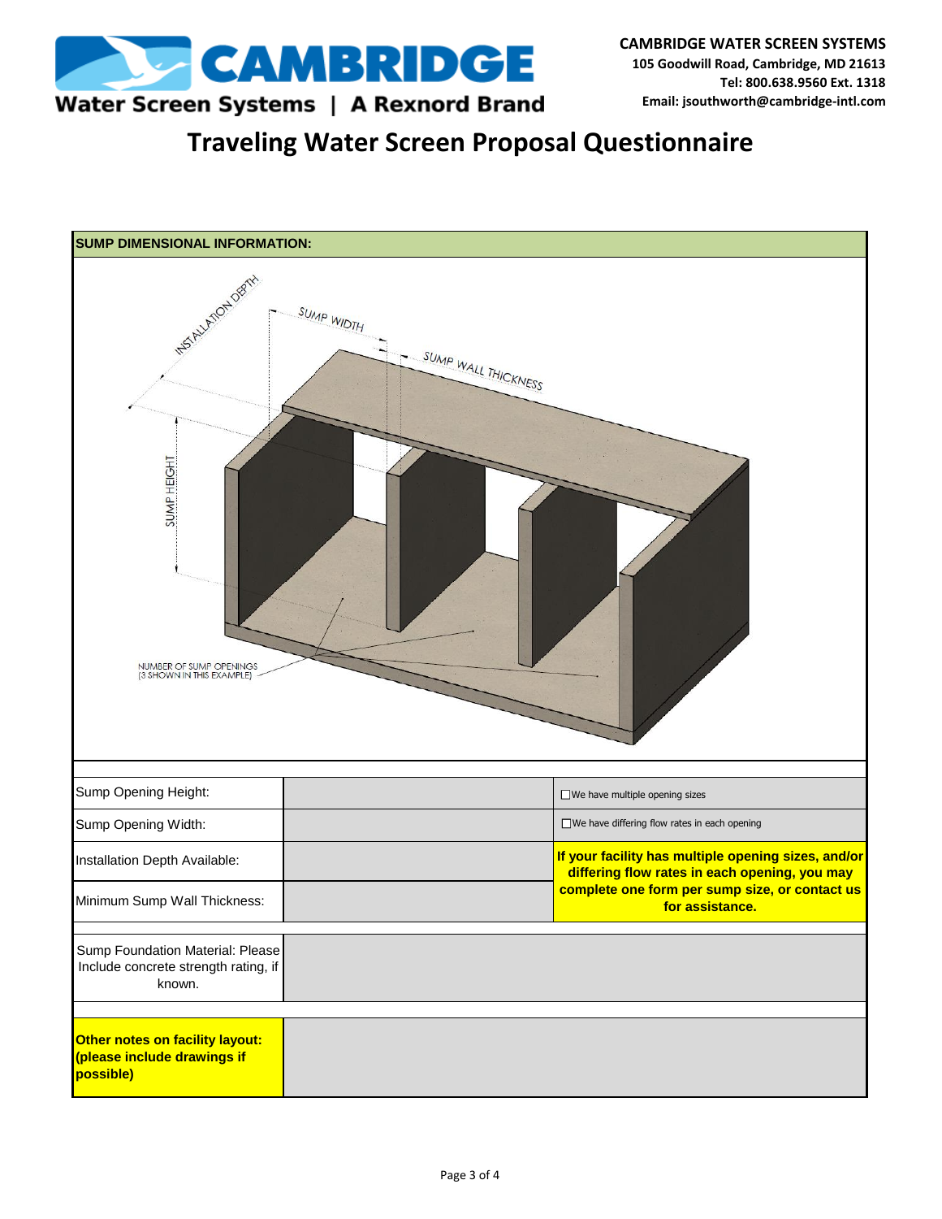**CAMBRIDGE WATER SCREEN SYSTEMS**
**105 Goodwill Road, Cambridge, MD 21613**
**Tel: 800.638.9560 Ext. 1318**
**Email: jsouthworth@cambridge-intl.com**

# Traveling Water Screen Proposal Questionnaire

## SUMP DIMENSIONAL INFORMATION:

INSTALLATION DEPTH
SUMP WIDTH
SUMP WALL THICKNESS
SUMP HEIGHT
NUMBER OF SUMP OPENINGS (3 SHOWN IN THIS EXAMPLE)

| | | |
|---|---|---|
| Sump Opening Height: | | ☐ We have multiple opening sizes |
| Sump Opening Width: | | ☐ We have differing flow rates in each opening |
| Installation Depth Available: | | **If your facility has multiple opening sizes, and/or differing flow rates in each opening, you may complete one form per sump size, or contact us for assistance.** |
| Minimum Sump Wall Thickness: | | |

| | |
|---|---|
| Sump Foundation Material: Please Include concrete strength rating, if known. | |

| | |
|---|---|
| **Other notes on facility layout: (please include drawings if possible)** | |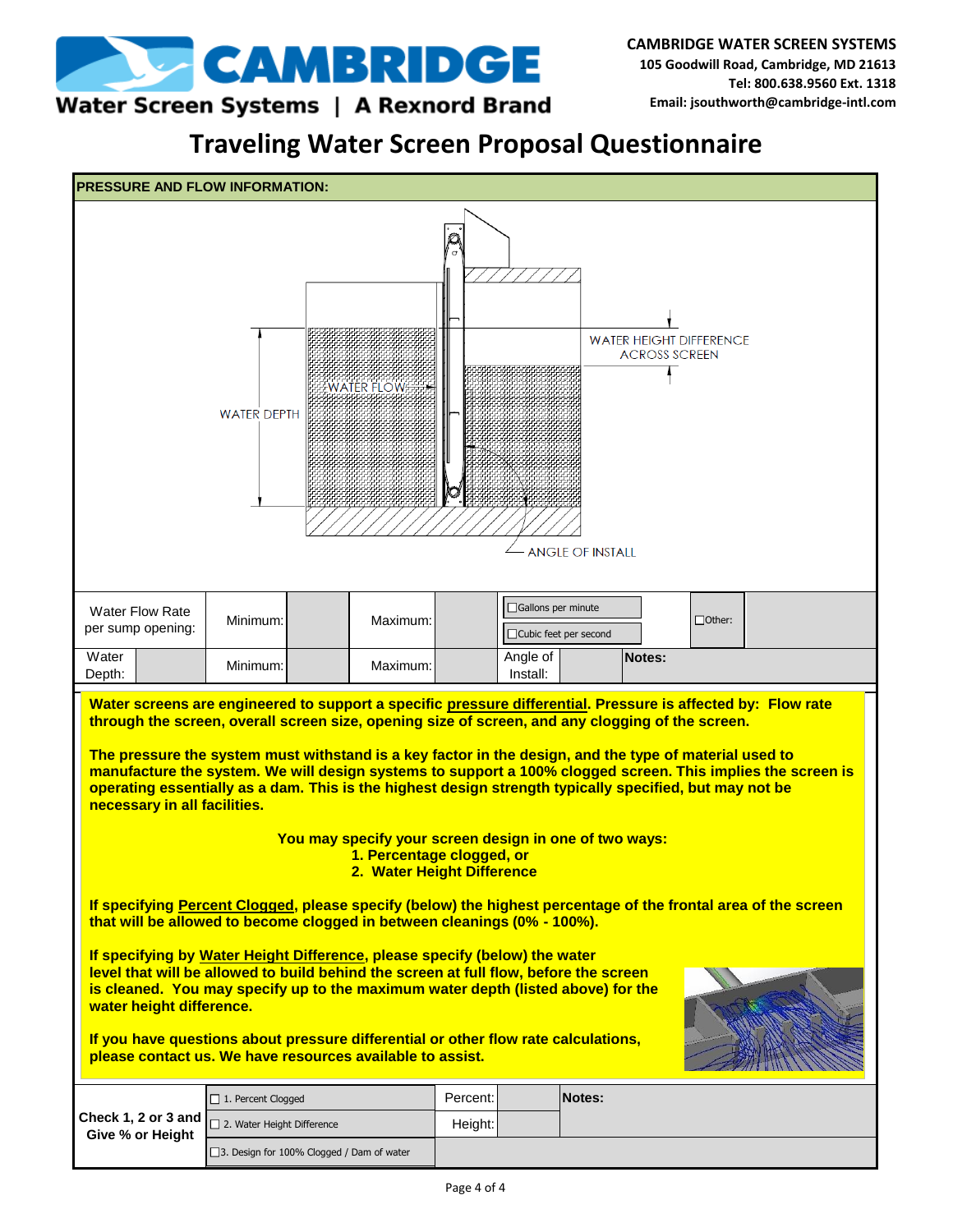**CAMBRIDGE WATER SCREEN SYSTEMS**
**105 Goodwill Road, Cambridge, MD 21613**
**Tel: 800.638.9560 Ext. 1318**
**Email: jsouthworth@cambridge-intl.com**

# Traveling Water Screen Proposal Questionnaire

## PRESSURE AND FLOW INFORMATION:

WATER DEPTH

WATER FLOW

WATER HEIGHT DIFFERENCE ACROSS SCREEN

ANGLE OF INSTALL

| | | | | | | | |
|---|---|---|---|---|---|---|---|
| Water Flow Rate per sump opening: | Minimum: | | Maximum: | | ☐Gallons per minute ☐Cubic feet per second | ☐Other: | |
| Water Depth: | Minimum: | | Maximum: | | Angle of Install: | | **Notes:** |

**Water screens are engineered to support a specific pressure differential. Pressure is affected by: Flow rate through the screen, overall screen size, opening size of screen, and any clogging of the screen.**

**The pressure the system must withstand is a key factor in the design, and the type of material used to manufacture the system. We will design systems to support a 100% clogged screen. This implies the screen is operating essentially as a dam. This is the highest design strength typically specified, but may not be necessary in all facilities.**

**You may specify your screen design in one of two ways:**
1. **Percentage clogged, or**
2. **Water Height Difference**

**If specifying Percent Clogged, please specify (below) the highest percentage of the frontal area of the screen that will be allowed to become clogged in between cleanings (0% - 100%).**

**If specifying by Water Height Difference, please specify (below) the water level that will be allowed to build behind the screen at full flow, before the screen is cleaned. You may specify up to the maximum water depth (listed above) for the water height difference.**

**If you have questions about pressure differential or other flow rate calculations, please contact us. We have resources available to assist.**

| | | | | |
|---|---|---|---|---|
| **Check 1, 2 or 3 and Give % or Height** | ☐ 1. Percent Clogged | Percent: | | **Notes:** |
| | ☐ 2. Water Height Difference | Height: | | |
| | ☐3. Design for 100% Clogged / Dam of water | | | |